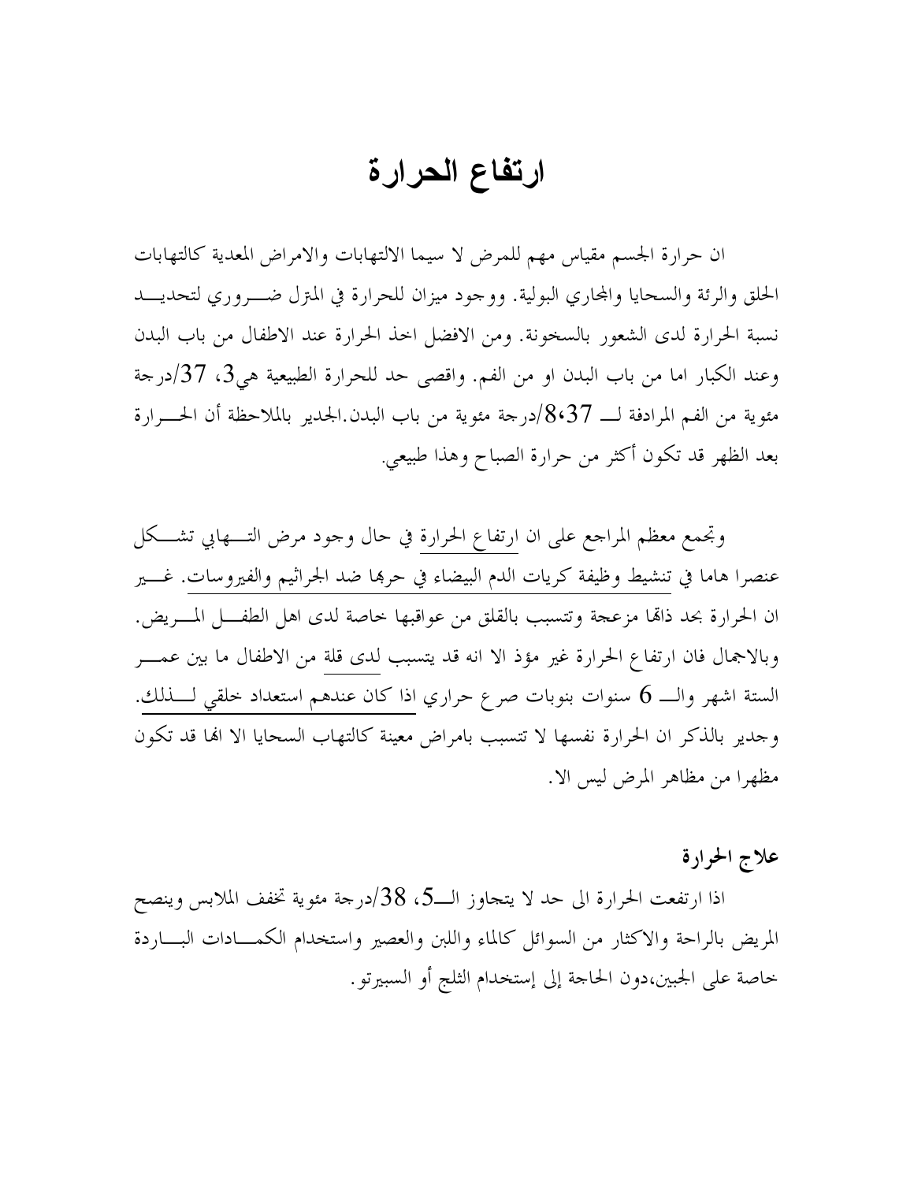# ارتفاع الحرارة

ان حرارة الجسم مقياس مهم للمرض لا سيما الالتهابات والامراض المعدية كالتهابات الحلق والرئة والسحايا والمجاري البولية. ووجود ميزان للحرارة في المترل ضروري لتحديد نسبة الحرارة لدى الشعور بالسخونة. ومن الافضل اخذ الحرارة عند الاطفال من باب البدن وعند الكبار اما من باب البدن او من الفم. واقصى حد للحرارة الطبيعية هي3، 37/درجة مئوية من الفم المرادفة لـ 8،37/درجة مئوية من باب البدن.الجدير بالملاحظة أن الحرارة بعد الظهر قد تكون أكثر من حرارة الصباح وهذا طبيعي.

وتجمع معظم المراجع على ان ارتفاع الحرارة في حال وجود مرض التهابي تشكل عنصرا هاما في تنشيط وظيفة كريات الدم البيضاء في حربها ضد الجراثيم والفيروسات. غير ان الحرارة بحد ذاتها مزعجة وتتسبب بالقلق من عواقبها خاصة لدى اهل الطفل المريض. وبالاجمال فان ارتفاع الحرارة غير مؤذ الا انه قد يتسبب لدى قلة من الاطفال ما بين عمر الستة اشهر والـ 6 سنوات بنوبات صرع حراري اذا كان عندهم استعداد خلقي لذلك. وجدير بالذكر ان الحرارة نفسها لا تتسبب بامراض معينة كالتهاب السحايا الا انها قد تكون مظهرا من مظاهر المرض ليس الا.

### علاج الحرارة

اذا ارتفعت الحرارة الى حد لا يتجاوز الـ5، 38/درجة مئوية تخفف الملابس وينصح المريض بالراحة والاكثار من السوائل كالماء واللبن والعصير واستخدام الكمادات الباردة خاصة على الجبين،دون الحاجة إلى إستخدام الثلج أو السبيرتو.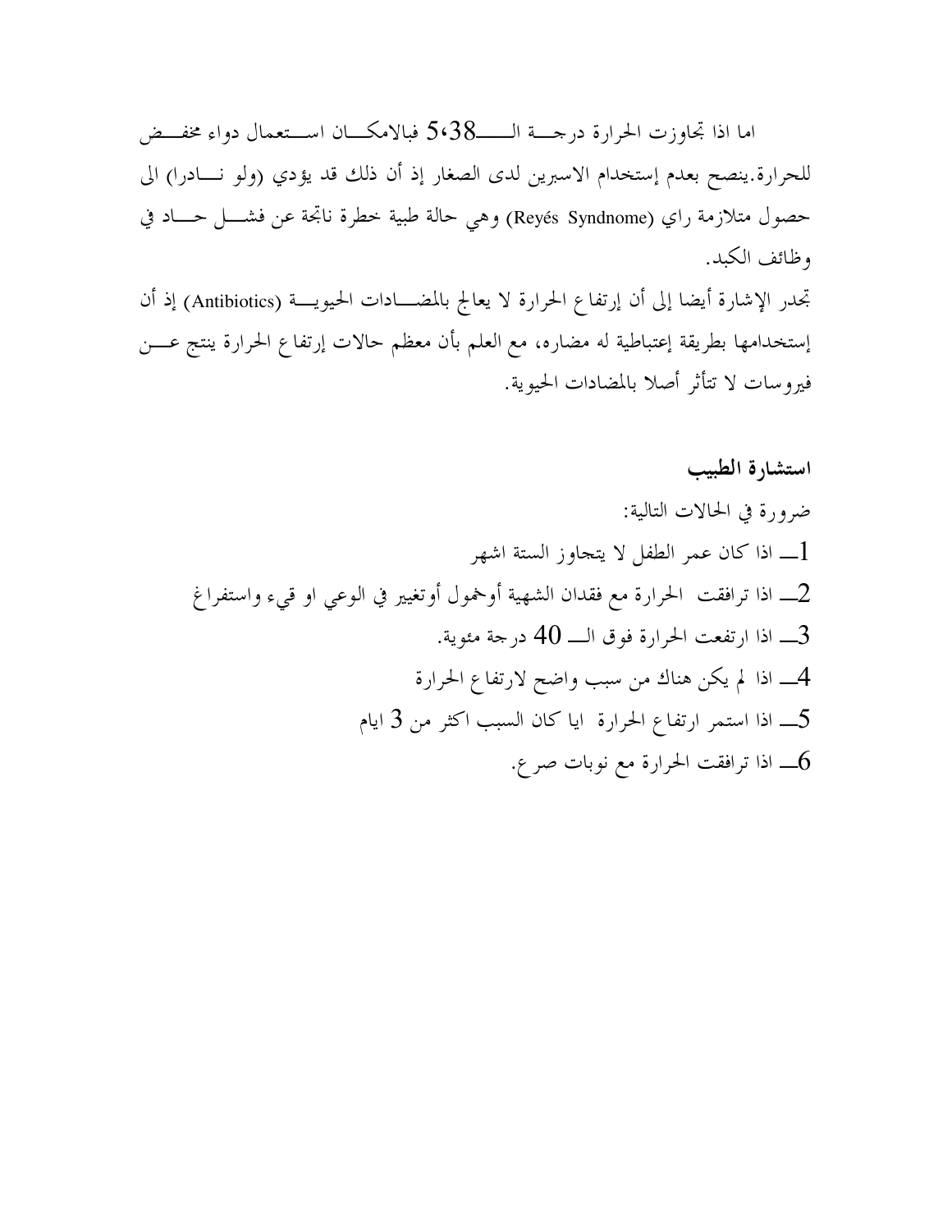اما اذا تجاوزت الحرارة درجة الـ 5،38 فبالامكان استعمال دواء مخفض للحرارة.ينصح بعدم إستخدام الاسبرين لدى الصغار إذ أن ذلك قد يؤدي (ولو نادرا) الى حصول متلازمة راي (Reyés Syndnome) وهي حالة طبية خطرة ناتجة عن فشل حاد في وظائف الكبد.

تجدر الإشارة أيضا إلى أن إرتفاع الحرارة لا يعالج بالمضادات الحيوية (Antibiotics) إذ أن إستخدامها بطريقة إعتباطية له مضاره، مع العلم بأن معظم حالات إرتفاع الحرارة ينتج عن فيروسات لا تتأثر أصلا بالمضادات الحيوية.

**استشارة الطبيب**

ضرورة في الحالات التالية:

1ـ اذا كان عمر الطفل لا يتجاوز الستة اشهر

2ـ اذا ترافقت الحرارة مع فقدان الشهية أوخمول أوتغيير في الوعي او قيء واستفراغ

3ـ اذا ارتفعت الحرارة فوق الـ 40 درجة مئوية.

4ـ اذا لم يكن هناك من سبب واضح لارتفاع الحرارة

5ـ اذا استمر ارتفاع الحرارة ايا كان السبب اكثر من 3 ايام

6ـ اذا ترافقت الحرارة مع نوبات صرع.